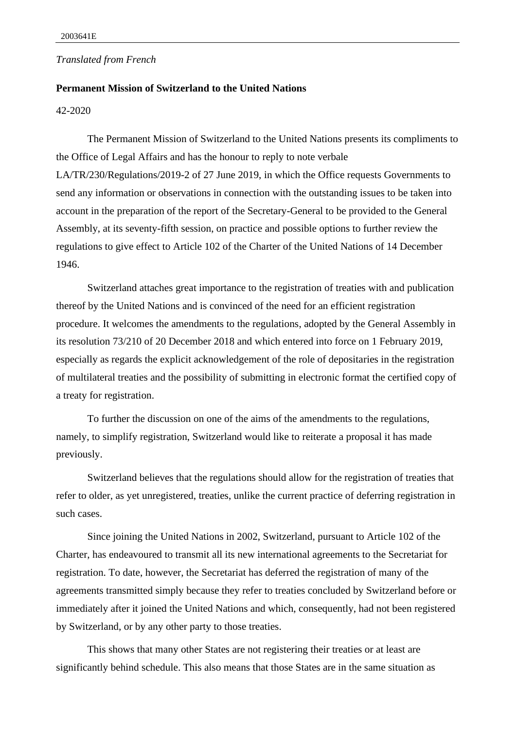*Translated from French*

**Permanent Mission of Switzerland to the United Nations**

42-2020

The Permanent Mission of Switzerland to the United Nations presents its compliments to the Office of Legal Affairs and has the honour to reply to note verbale LA/TR/230/Regulations/2019-2 of 27 June 2019, in which the Office requests Governments to send any information or observations in connection with the outstanding issues to be taken into account in the preparation of the report of the Secretary-General to be provided to the General Assembly, at its seventy-fifth session, on practice and possible options to further review the regulations to give effect to Article 102 of the Charter of the United Nations of 14 December 1946.

Switzerland attaches great importance to the registration of treaties with and publication thereof by the United Nations and is convinced of the need for an efficient registration procedure. It welcomes the amendments to the regulations, adopted by the General Assembly in its resolution 73/210 of 20 December 2018 and which entered into force on 1 February 2019, especially as regards the explicit acknowledgement of the role of depositaries in the registration of multilateral treaties and the possibility of submitting in electronic format the certified copy of a treaty for registration.

To further the discussion on one of the aims of the amendments to the regulations, namely, to simplify registration, Switzerland would like to reiterate a proposal it has made previously.

Switzerland believes that the regulations should allow for the registration of treaties that refer to older, as yet unregistered, treaties, unlike the current practice of deferring registration in such cases.

Since joining the United Nations in 2002, Switzerland, pursuant to Article 102 of the Charter, has endeavoured to transmit all its new international agreements to the Secretariat for registration. To date, however, the Secretariat has deferred the registration of many of the agreements transmitted simply because they refer to treaties concluded by Switzerland before or immediately after it joined the United Nations and which, consequently, had not been registered by Switzerland, or by any other party to those treaties.

This shows that many other States are not registering their treaties or at least are significantly behind schedule. This also means that those States are in the same situation as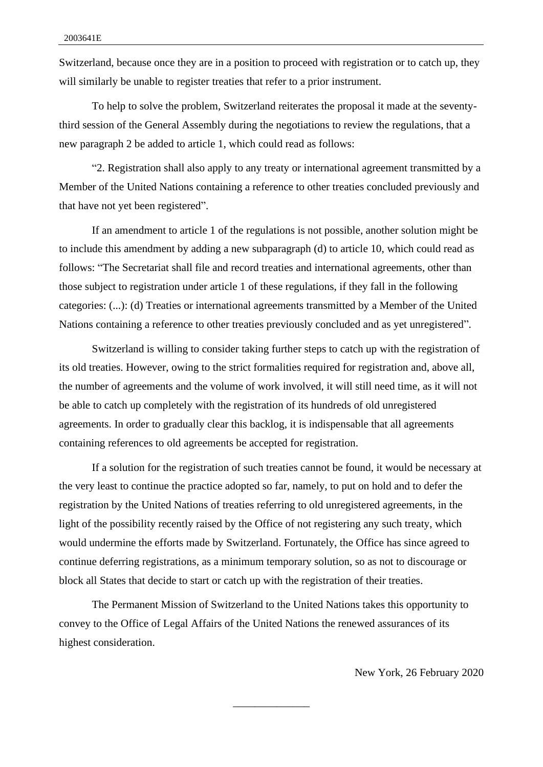Switzerland, because once they are in a position to proceed with registration or to catch up, they will similarly be unable to register treaties that refer to a prior instrument.

To help to solve the problem, Switzerland reiterates the proposal it made at the seventy-third session of the General Assembly during the negotiations to review the regulations, that a new paragraph 2 be added to article 1, which could read as follows:

"2. Registration shall also apply to any treaty or international agreement transmitted by a Member of the United Nations containing a reference to other treaties concluded previously and that have not yet been registered".

If an amendment to article 1 of the regulations is not possible, another solution might be to include this amendment by adding a new subparagraph (d) to article 10, which could read as follows: "The Secretariat shall file and record treaties and international agreements, other than those subject to registration under article 1 of these regulations, if they fall in the following categories: (...): (d) Treaties or international agreements transmitted by a Member of the United Nations containing a reference to other treaties previously concluded and as yet unregistered".

Switzerland is willing to consider taking further steps to catch up with the registration of its old treaties. However, owing to the strict formalities required for registration and, above all, the number of agreements and the volume of work involved, it will still need time, as it will not be able to catch up completely with the registration of its hundreds of old unregistered agreements. In order to gradually clear this backlog, it is indispensable that all agreements containing references to old agreements be accepted for registration.

If a solution for the registration of such treaties cannot be found, it would be necessary at the very least to continue the practice adopted so far, namely, to put on hold and to defer the registration by the United Nations of treaties referring to old unregistered agreements, in the light of the possibility recently raised by the Office of not registering any such treaty, which would undermine the efforts made by Switzerland. Fortunately, the Office has since agreed to continue deferring registrations, as a minimum temporary solution, so as not to discourage or block all States that decide to start or catch up with the registration of their treaties.

The Permanent Mission of Switzerland to the United Nations takes this opportunity to convey to the Office of Legal Affairs of the United Nations the renewed assurances of its highest consideration.

New York, 26 February 2020